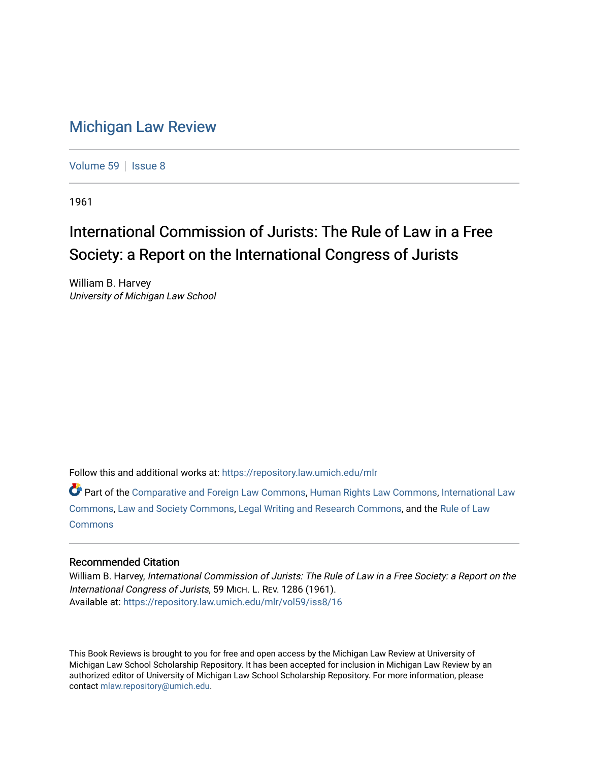# Michigan Law Review

Volume 59 | Issue 8

1961

## International Commission of Jurists: The Rule of Law in a Free Society: a Report on the International Congress of Jurists

William B. Harvey
*University of Michigan Law School*

Follow this and additional works at: https://repository.law.umich.edu/mlr

Part of the Comparative and Foreign Law Commons, Human Rights Law Commons, International Law Commons, Law and Society Commons, Legal Writing and Research Commons, and the Rule of Law Commons

### Recommended Citation

William B. Harvey, *International Commission of Jurists: The Rule of Law in a Free Society: a Report on the International Congress of Jurists*, 59 MICH. L. REV. 1286 (1961).
Available at: https://repository.law.umich.edu/mlr/vol59/iss8/16

This Book Reviews is brought to you for free and open access by the Michigan Law Review at University of Michigan Law School Scholarship Repository. It has been accepted for inclusion in Michigan Law Review by an authorized editor of University of Michigan Law School Scholarship Repository. For more information, please contact mlaw.repository@umich.edu.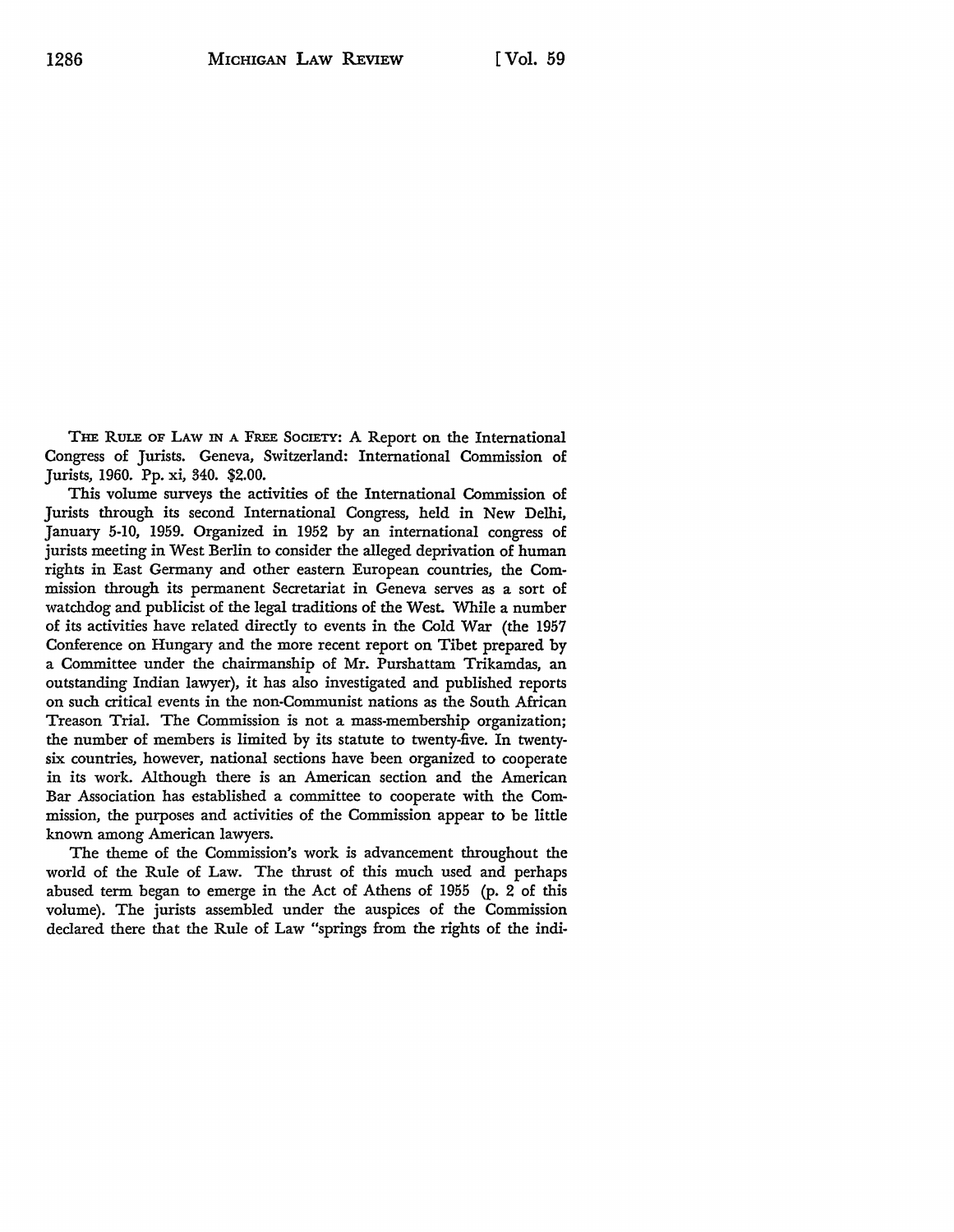THE RULE OF LAW IN A FREE SOCIETY: A Report on the International Congress of Jurists. Geneva, Switzerland: International Commission of Jurists, 1960. Pp. xi, 340. $2.00.

This volume surveys the activities of the International Commission of Jurists through its second International Congress, held in New Delhi, January 5-10, 1959. Organized in 1952 by an international congress of jurists meeting in West Berlin to consider the alleged deprivation of human rights in East Germany and other eastern European countries, the Commission through its permanent Secretariat in Geneva serves as a sort of watchdog and publicist of the legal traditions of the West. While a number of its activities have related directly to events in the Cold War (the 1957 Conference on Hungary and the more recent report on Tibet prepared by a Committee under the chairmanship of Mr. Purshattam Trikamdas, an outstanding Indian lawyer), it has also investigated and published reports on such critical events in the non-Communist nations as the South African Treason Trial. The Commission is not a mass-membership organization; the number of members is limited by its statute to twenty-five. In twenty-six countries, however, national sections have been organized to cooperate in its work. Although there is an American section and the American Bar Association has established a committee to cooperate with the Commission, the purposes and activities of the Commission appear to be little known among American lawyers.

The theme of the Commission's work is advancement throughout the world of the Rule of Law. The thrust of this much used and perhaps abused term began to emerge in the Act of Athens of 1955 (p. 2 of this volume). The jurists assembled under the auspices of the Commission declared there that the Rule of Law "springs from the rights of the indi-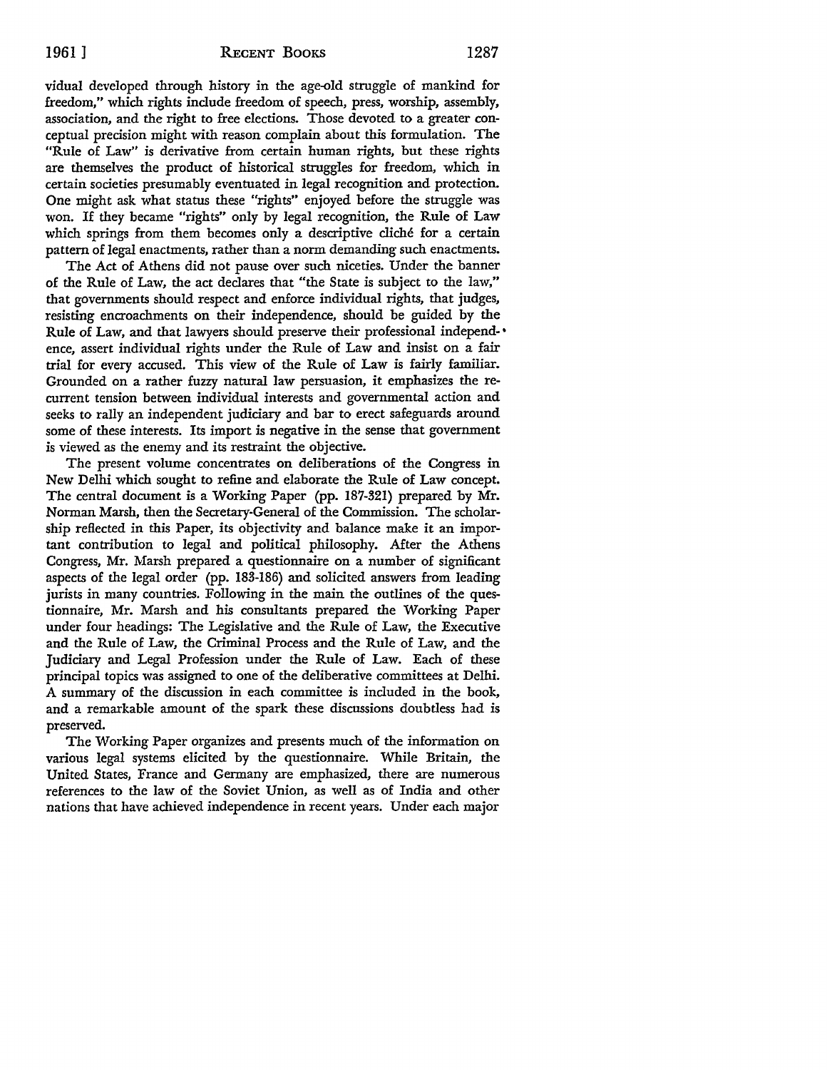vidual developed through history in the age-old struggle of mankind for freedom," which rights include freedom of speech, press, worship, assembly, association, and the right to free elections. Those devoted to a greater conceptual precision might with reason complain about this formulation. The "Rule of Law" is derivative from certain human rights, but these rights are themselves the product of historical struggles for freedom, which in certain societies presumably eventuated in legal recognition and protection. One might ask what status these "rights" enjoyed before the struggle was won. If they became "rights" only by legal recognition, the Rule of Law which springs from them becomes only a descriptive cliché for a certain pattern of legal enactments, rather than a norm demanding such enactments.

The Act of Athens did not pause over such niceties. Under the banner of the Rule of Law, the act declares that "the State is subject to the law," that governments should respect and enforce individual rights, that judges, resisting encroachments on their independence, should be guided by the Rule of Law, and that lawyers should preserve their professional independence, assert individual rights under the Rule of Law and insist on a fair trial for every accused. This view of the Rule of Law is fairly familiar. Grounded on a rather fuzzy natural law persuasion, it emphasizes the recurrent tension between individual interests and governmental action and seeks to rally an independent judiciary and bar to erect safeguards around some of these interests. Its import is negative in the sense that government is viewed as the enemy and its restraint the objective.

The present volume concentrates on deliberations of the Congress in New Delhi which sought to refine and elaborate the Rule of Law concept. The central document is a Working Paper (pp. 187-321) prepared by Mr. Norman Marsh, then the Secretary-General of the Commission. The scholarship reflected in this Paper, its objectivity and balance make it an important contribution to legal and political philosophy. After the Athens Congress, Mr. Marsh prepared a questionnaire on a number of significant aspects of the legal order (pp. 183-186) and solicited answers from leading jurists in many countries. Following in the main the outlines of the questionnaire, Mr. Marsh and his consultants prepared the Working Paper under four headings: The Legislative and the Rule of Law, the Executive and the Rule of Law, the Criminal Process and the Rule of Law, and the Judiciary and Legal Profession under the Rule of Law. Each of these principal topics was assigned to one of the deliberative committees at Delhi. A summary of the discussion in each committee is included in the book, and a remarkable amount of the spark these discussions doubtless had is preserved.

The Working Paper organizes and presents much of the information on various legal systems elicited by the questionnaire. While Britain, the United States, France and Germany are emphasized, there are numerous references to the law of the Soviet Union, as well as of India and other nations that have achieved independence in recent years. Under each major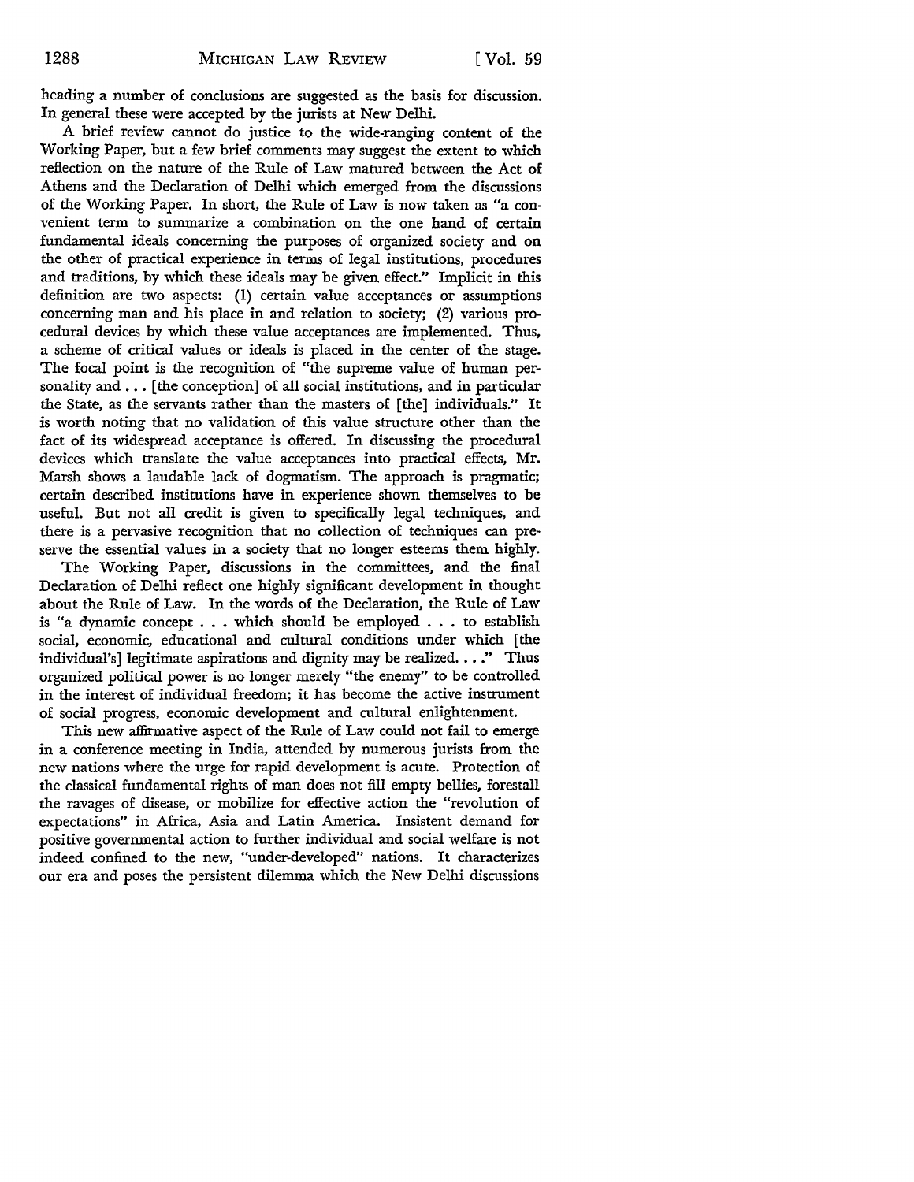heading a number of conclusions are suggested as the basis for discussion. In general these were accepted by the jurists at New Delhi.

A brief review cannot do justice to the wide-ranging content of the Working Paper, but a few brief comments may suggest the extent to which reflection on the nature of the Rule of Law matured between the Act of Athens and the Declaration of Delhi which emerged from the discussions of the Working Paper. In short, the Rule of Law is now taken as "a convenient term to summarize a combination on the one hand of certain fundamental ideals concerning the purposes of organized society and on the other of practical experience in terms of legal institutions, procedures and traditions, by which these ideals may be given effect." Implicit in this definition are two aspects: (1) certain value acceptances or assumptions concerning man and his place in and relation to society; (2) various procedural devices by which these value acceptances are implemented. Thus, a scheme of critical values or ideals is placed in the center of the stage. The focal point is the recognition of "the supreme value of human personality and . . . [the conception] of all social institutions, and in particular the State, as the servants rather than the masters of [the] individuals." It is worth noting that no validation of this value structure other than the fact of its widespread acceptance is offered. In discussing the procedural devices which translate the value acceptances into practical effects, Mr. Marsh shows a laudable lack of dogmatism. The approach is pragmatic; certain described institutions have in experience shown themselves to be useful. But not all credit is given to specifically legal techniques, and there is a pervasive recognition that no collection of techniques can preserve the essential values in a society that no longer esteems them highly.

The Working Paper, discussions in the committees, and the final Declaration of Delhi reflect one highly significant development in thought about the Rule of Law. In the words of the Declaration, the Rule of Law is "a dynamic concept . . . which should be employed . . . to establish social, economic, educational and cultural conditions under which [the individual's] legitimate aspirations and dignity may be realized. . . ." Thus organized political power is no longer merely "the enemy" to be controlled in the interest of individual freedom; it has become the active instrument of social progress, economic development and cultural enlightenment.

This new affirmative aspect of the Rule of Law could not fail to emerge in a conference meeting in India, attended by numerous jurists from the new nations where the urge for rapid development is acute. Protection of the classical fundamental rights of man does not fill empty bellies, forestall the ravages of disease, or mobilize for effective action the "revolution of expectations" in Africa, Asia and Latin America. Insistent demand for positive governmental action to further individual and social welfare is not indeed confined to the new, "under-developed" nations. It characterizes our era and poses the persistent dilemma which the New Delhi discussions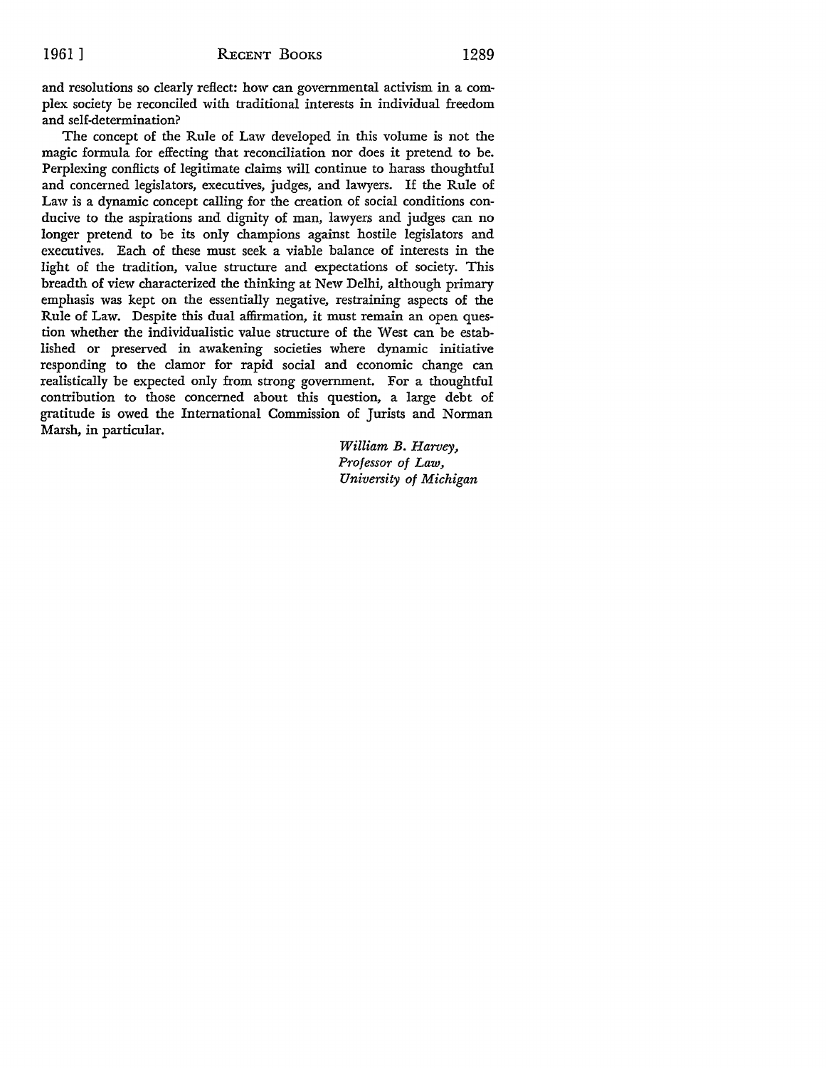and resolutions so clearly reflect: how can governmental activism in a complex society be reconciled with traditional interests in individual freedom and self-determination?

The concept of the Rule of Law developed in this volume is not the magic formula for effecting that reconciliation nor does it pretend to be. Perplexing conflicts of legitimate claims will continue to harass thoughtful and concerned legislators, executives, judges, and lawyers. If the Rule of Law is a dynamic concept calling for the creation of social conditions conducive to the aspirations and dignity of man, lawyers and judges can no longer pretend to be its only champions against hostile legislators and executives. Each of these must seek a viable balance of interests in the light of the tradition, value structure and expectations of society. This breadth of view characterized the thinking at New Delhi, although primary emphasis was kept on the essentially negative, restraining aspects of the Rule of Law. Despite this dual affirmation, it must remain an open question whether the individualistic value structure of the West can be established or preserved in awakening societies where dynamic initiative responding to the clamor for rapid social and economic change can realistically be expected only from strong government. For a thoughtful contribution to those concerned about this question, a large debt of gratitude is owed the International Commission of Jurists and Norman Marsh, in particular.

*William B. Harvey,*
*Professor of Law,*
*University of Michigan*